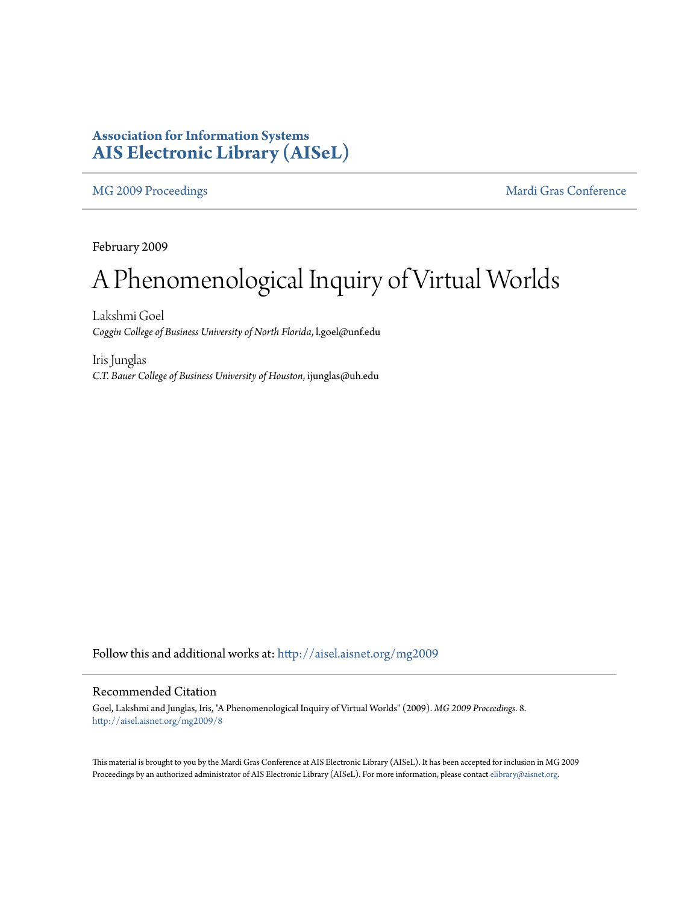**Association for Information Systems**
**AIS Electronic Library (AISeL)**

MG 2009 Proceedings | Mardi Gras Conference

February 2009

# A Phenomenological Inquiry of Virtual Worlds

Lakshmi Goel
*Coggin College of Business University of North Florida*, l.goel@unf.edu

Iris Junglas
*C.T. Bauer College of Business University of Houston*, ijunglas@uh.edu

Follow this and additional works at: http://aisel.aisnet.org/mg2009

## Recommended Citation

Goel, Lakshmi and Junglas, Iris, "A Phenomenological Inquiry of Virtual Worlds" (2009). *MG 2009 Proceedings*. 8.
http://aisel.aisnet.org/mg2009/8

This material is brought to you by the Mardi Gras Conference at AIS Electronic Library (AISeL). It has been accepted for inclusion in MG 2009 Proceedings by an authorized administrator of AIS Electronic Library (AISeL). For more information, please contact elibrary@aisnet.org.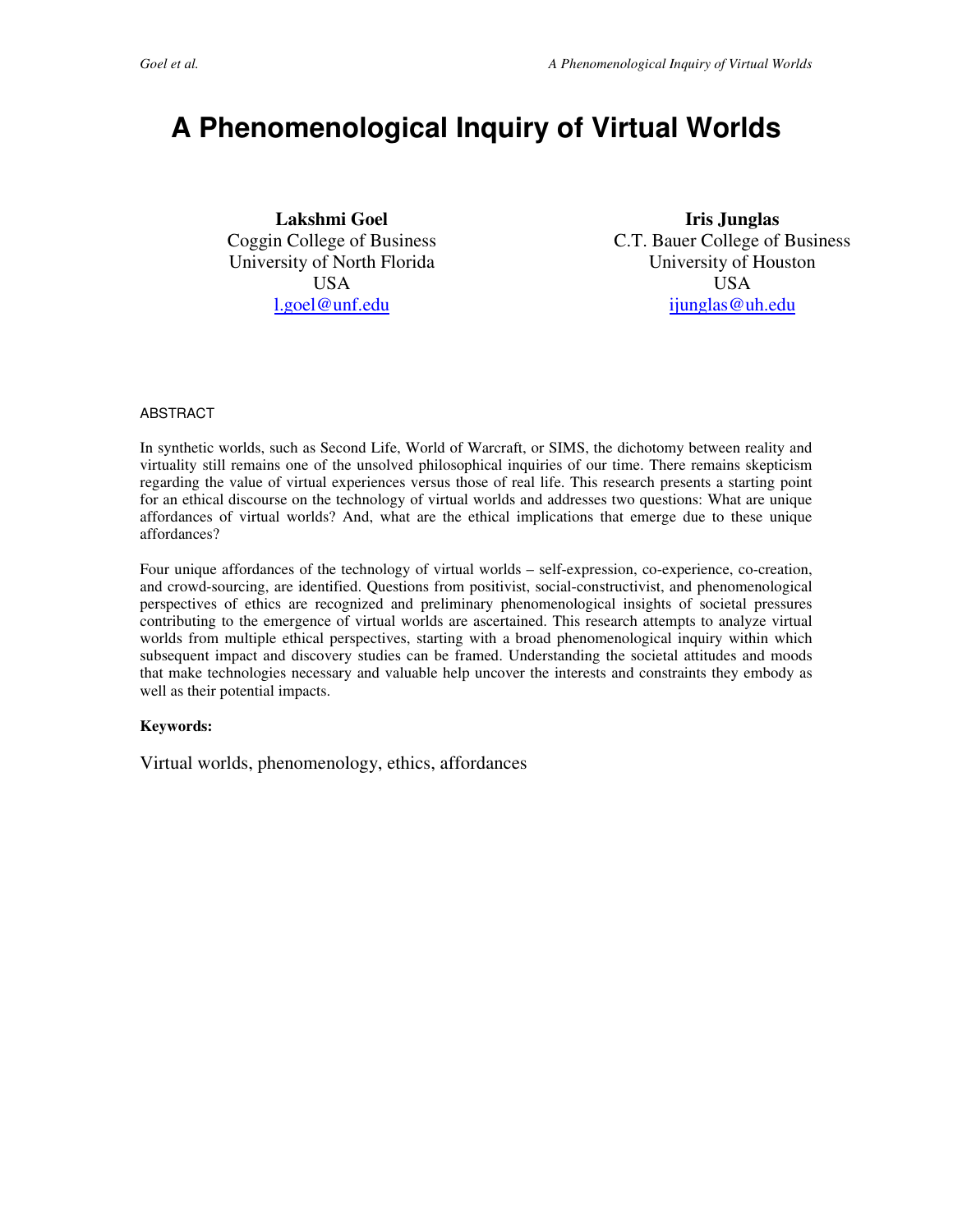# A Phenomenological Inquiry of Virtual Worlds

**Lakshmi Goel**
Coggin College of Business
University of North Florida
USA
l.goel@unf.edu

**Iris Junglas**
C.T. Bauer College of Business
University of Houston
USA
ijunglas@uh.edu

ABSTRACT

In synthetic worlds, such as Second Life, World of Warcraft, or SIMS, the dichotomy between reality and virtuality still remains one of the unsolved philosophical inquiries of our time. There remains skepticism regarding the value of virtual experiences versus those of real life. This research presents a starting point for an ethical discourse on the technology of virtual worlds and addresses two questions: What are unique affordances of virtual worlds? And, what are the ethical implications that emerge due to these unique affordances?

Four unique affordances of the technology of virtual worlds – self-expression, co-experience, co-creation, and crowd-sourcing, are identified. Questions from positivist, social-constructivist, and phenomenological perspectives of ethics are recognized and preliminary phenomenological insights of societal pressures contributing to the emergence of virtual worlds are ascertained. This research attempts to analyze virtual worlds from multiple ethical perspectives, starting with a broad phenomenological inquiry within which subsequent impact and discovery studies can be framed. Understanding the societal attitudes and moods that make technologies necessary and valuable help uncover the interests and constraints they embody as well as their potential impacts.

**Keywords:**

Virtual worlds, phenomenology, ethics, affordances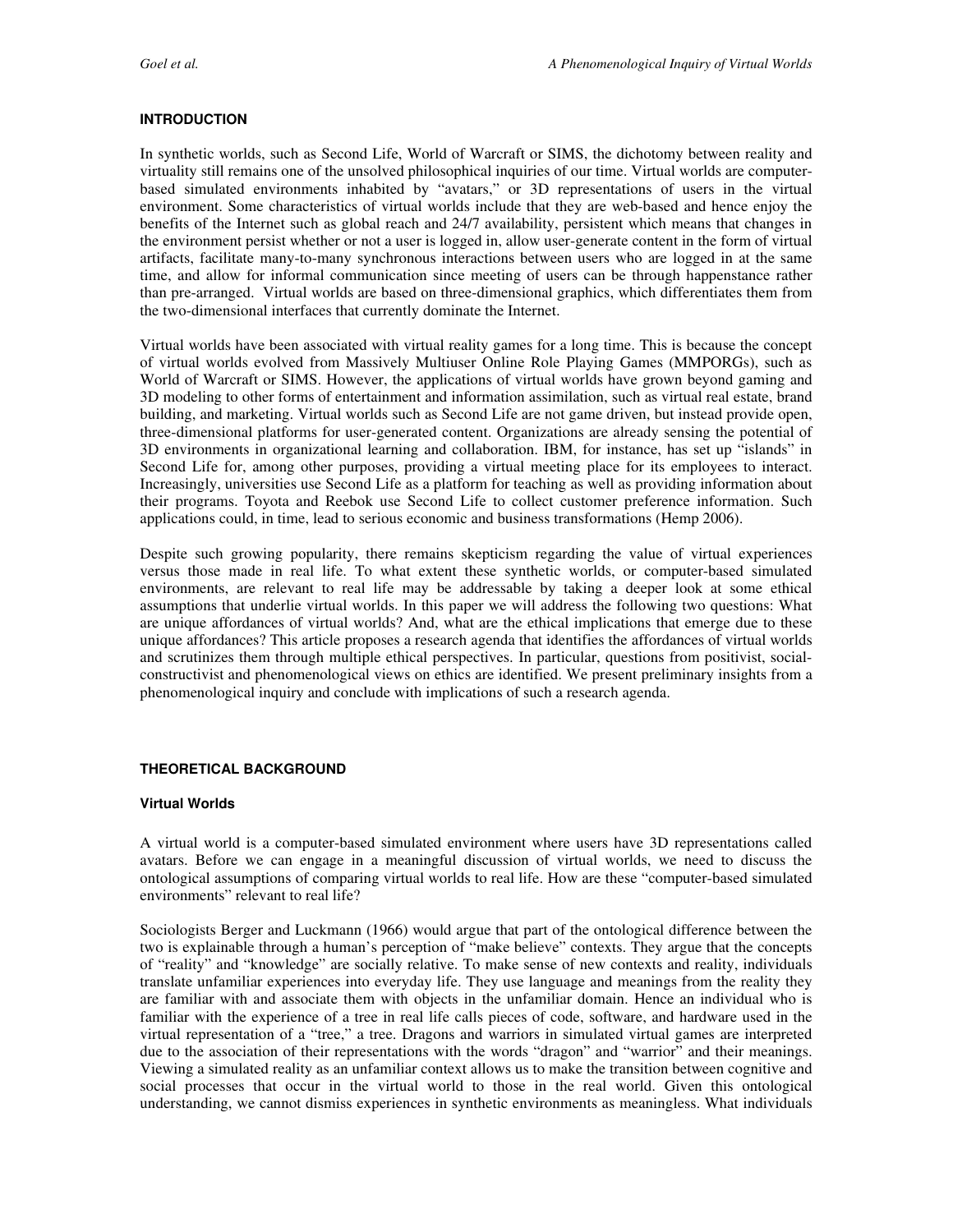## INTRODUCTION

In synthetic worlds, such as Second Life, World of Warcraft or SIMS, the dichotomy between reality and virtuality still remains one of the unsolved philosophical inquiries of our time. Virtual worlds are computer-based simulated environments inhabited by "avatars," or 3D representations of users in the virtual environment. Some characteristics of virtual worlds include that they are web-based and hence enjoy the benefits of the Internet such as global reach and 24/7 availability, persistent which means that changes in the environment persist whether or not a user is logged in, allow user-generate content in the form of virtual artifacts, facilitate many-to-many synchronous interactions between users who are logged in at the same time, and allow for informal communication since meeting of users can be through happenstance rather than pre-arranged. Virtual worlds are based on three-dimensional graphics, which differentiates them from the two-dimensional interfaces that currently dominate the Internet.

Virtual worlds have been associated with virtual reality games for a long time. This is because the concept of virtual worlds evolved from Massively Multiuser Online Role Playing Games (MMPORGs), such as World of Warcraft or SIMS. However, the applications of virtual worlds have grown beyond gaming and 3D modeling to other forms of entertainment and information assimilation, such as virtual real estate, brand building, and marketing. Virtual worlds such as Second Life are not game driven, but instead provide open, three-dimensional platforms for user-generated content. Organizations are already sensing the potential of 3D environments in organizational learning and collaboration. IBM, for instance, has set up "islands" in Second Life for, among other purposes, providing a virtual meeting place for its employees to interact. Increasingly, universities use Second Life as a platform for teaching as well as providing information about their programs. Toyota and Reebok use Second Life to collect customer preference information. Such applications could, in time, lead to serious economic and business transformations (Hemp 2006).

Despite such growing popularity, there remains skepticism regarding the value of virtual experiences versus those made in real life. To what extent these synthetic worlds, or computer-based simulated environments, are relevant to real life may be addressable by taking a deeper look at some ethical assumptions that underlie virtual worlds. In this paper we will address the following two questions: What are unique affordances of virtual worlds? And, what are the ethical implications that emerge due to these unique affordances? This article proposes a research agenda that identifies the affordances of virtual worlds and scrutinizes them through multiple ethical perspectives. In particular, questions from positivist, social-constructivist and phenomenological views on ethics are identified. We present preliminary insights from a phenomenological inquiry and conclude with implications of such a research agenda.

## THEORETICAL BACKGROUND

### Virtual Worlds

A virtual world is a computer-based simulated environment where users have 3D representations called avatars. Before we can engage in a meaningful discussion of virtual worlds, we need to discuss the ontological assumptions of comparing virtual worlds to real life. How are these "computer-based simulated environments" relevant to real life?

Sociologists Berger and Luckmann (1966) would argue that part of the ontological difference between the two is explainable through a human's perception of "make believe" contexts. They argue that the concepts of "reality" and "knowledge" are socially relative. To make sense of new contexts and reality, individuals translate unfamiliar experiences into everyday life. They use language and meanings from the reality they are familiar with and associate them with objects in the unfamiliar domain. Hence an individual who is familiar with the experience of a tree in real life calls pieces of code, software, and hardware used in the virtual representation of a "tree," a tree. Dragons and warriors in simulated virtual games are interpreted due to the association of their representations with the words "dragon" and "warrior" and their meanings. Viewing a simulated reality as an unfamiliar context allows us to make the transition between cognitive and social processes that occur in the virtual world to those in the real world. Given this ontological understanding, we cannot dismiss experiences in synthetic environments as meaningless. What individuals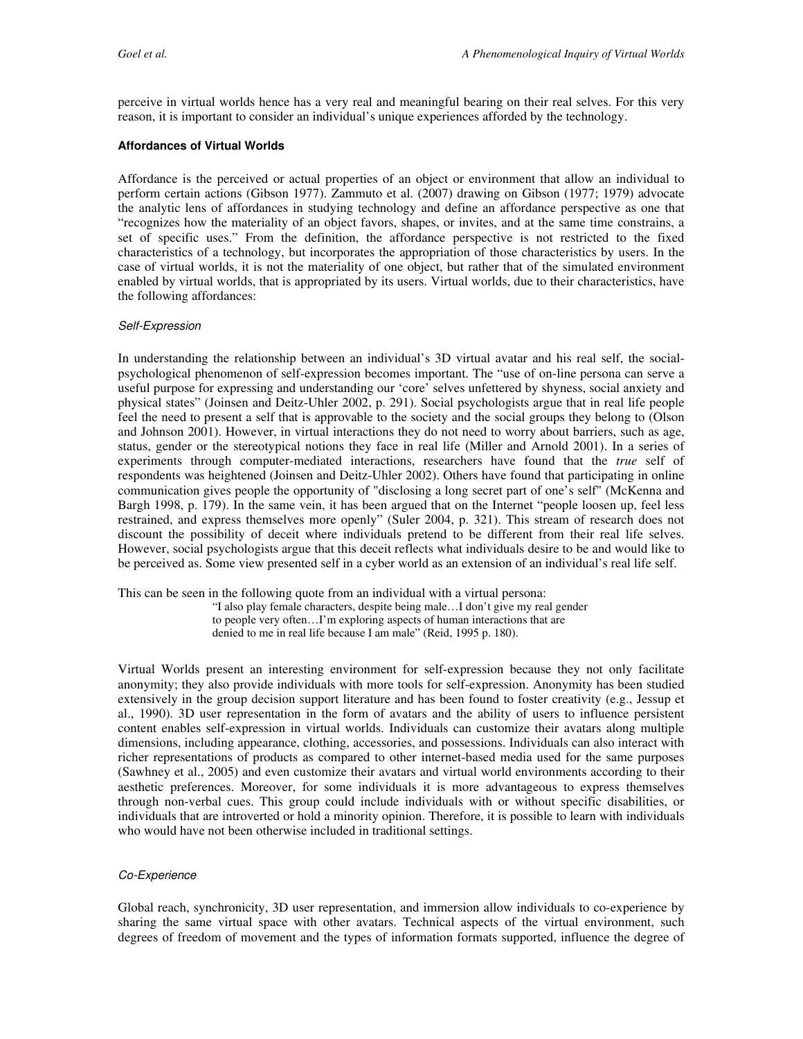perceive in virtual worlds hence has a very real and meaningful bearing on their real selves. For this very reason, it is important to consider an individual's unique experiences afforded by the technology.

### Affordances of Virtual Worlds

Affordance is the perceived or actual properties of an object or environment that allow an individual to perform certain actions (Gibson 1977). Zammuto et al. (2007) drawing on Gibson (1977; 1979) advocate the analytic lens of affordances in studying technology and define an affordance perspective as one that "recognizes how the materiality of an object favors, shapes, or invites, and at the same time constrains, a set of specific uses." From the definition, the affordance perspective is not restricted to the fixed characteristics of a technology, but incorporates the appropriation of those characteristics by users. In the case of virtual worlds, it is not the materiality of one object, but rather that of the simulated environment enabled by virtual worlds, that is appropriated by its users. Virtual worlds, due to their characteristics, have the following affordances:

#### *Self-Expression*

In understanding the relationship between an individual's 3D virtual avatar and his real self, the social-psychological phenomenon of self-expression becomes important. The "use of on-line persona can serve a useful purpose for expressing and understanding our 'core' selves unfettered by shyness, social anxiety and physical states" (Joinsen and Deitz-Uhler 2002, p. 291). Social psychologists argue that in real life people feel the need to present a self that is approvable to the society and the social groups they belong to (Olson and Johnson 2001). However, in virtual interactions they do not need to worry about barriers, such as age, status, gender or the stereotypical notions they face in real life (Miller and Arnold 2001). In a series of experiments through computer-mediated interactions, researchers have found that the *true* self of respondents was heightened (Joinsen and Deitz-Uhler 2002). Others have found that participating in online communication gives people the opportunity of "disclosing a long secret part of one's self" (McKenna and Bargh 1998, p. 179). In the same vein, it has been argued that on the Internet "people loosen up, feel less restrained, and express themselves more openly" (Suler 2004, p. 321). This stream of research does not discount the possibility of deceit where individuals pretend to be different from their real life selves. However, social psychologists argue that this deceit reflects what individuals desire to be and would like to be perceived as. Some view presented self in a cyber world as an extension of an individual's real life self.

This can be seen in the following quote from an individual with a virtual persona:

> "I also play female characters, despite being male…I don't give my real gender to people very often…I'm exploring aspects of human interactions that are denied to me in real life because I am male" (Reid, 1995 p. 180).

Virtual Worlds present an interesting environment for self-expression because they not only facilitate anonymity; they also provide individuals with more tools for self-expression. Anonymity has been studied extensively in the group decision support literature and has been found to foster creativity (e.g., Jessup et al., 1990). 3D user representation in the form of avatars and the ability of users to influence persistent content enables self-expression in virtual worlds. Individuals can customize their avatars along multiple dimensions, including appearance, clothing, accessories, and possessions. Individuals can also interact with richer representations of products as compared to other internet-based media used for the same purposes (Sawhney et al., 2005) and even customize their avatars and virtual world environments according to their aesthetic preferences. Moreover, for some individuals it is more advantageous to express themselves through non-verbal cues. This group could include individuals with or without specific disabilities, or individuals that are introverted or hold a minority opinion. Therefore, it is possible to learn with individuals who would have not been otherwise included in traditional settings.

#### *Co-Experience*

Global reach, synchronicity, 3D user representation, and immersion allow individuals to co-experience by sharing the same virtual space with other avatars. Technical aspects of the virtual environment, such degrees of freedom of movement and the types of information formats supported, influence the degree of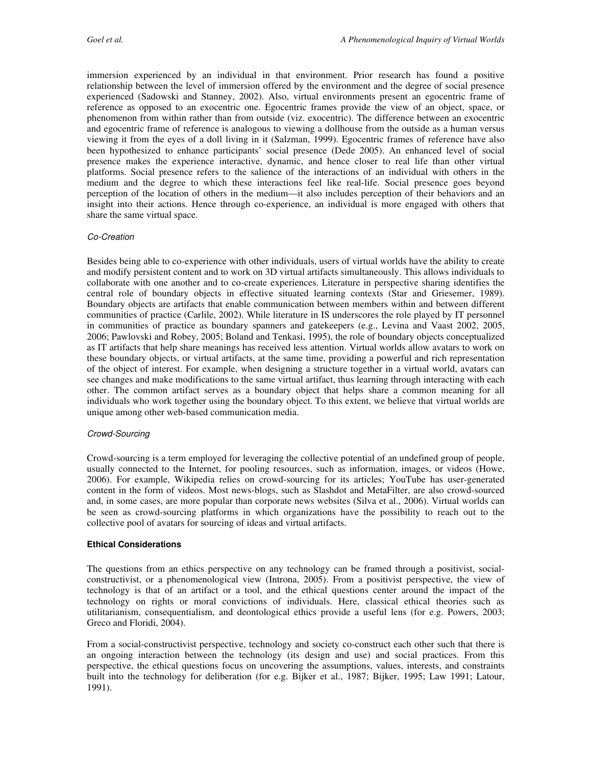immersion experienced by an individual in that environment. Prior research has found a positive relationship between the level of immersion offered by the environment and the degree of social presence experienced (Sadowski and Stanney, 2002). Also, virtual environments present an egocentric frame of reference as opposed to an exocentric one. Egocentric frames provide the view of an object, space, or phenomenon from within rather than from outside (viz. exocentric). The difference between an exocentric and egocentric frame of reference is analogous to viewing a dollhouse from the outside as a human versus viewing it from the eyes of a doll living in it (Salzman, 1999). Egocentric frames of reference have also been hypothesized to enhance participants' social presence (Dede 2005). An enhanced level of social presence makes the experience interactive, dynamic, and hence closer to real life than other virtual platforms. Social presence refers to the salience of the interactions of an individual with others in the medium and the degree to which these interactions feel like real-life. Social presence goes beyond perception of the location of others in the medium—it also includes perception of their behaviors and an insight into their actions. Hence through co-experience, an individual is more engaged with others that share the same virtual space.

#### *Co-Creation*

Besides being able to co-experience with other individuals, users of virtual worlds have the ability to create and modify persistent content and to work on 3D virtual artifacts simultaneously. This allows individuals to collaborate with one another and to co-create experiences. Literature in perspective sharing identifies the central role of boundary objects in effective situated learning contexts (Star and Griesemer, 1989). Boundary objects are artifacts that enable communication between members within and between different communities of practice (Carlile, 2002). While literature in IS underscores the role played by IT personnel in communities of practice as boundary spanners and gatekeepers (e.g., Levina and Vaast 2002, 2005, 2006; Pawlovski and Robey, 2005; Boland and Tenkasi, 1995), the role of boundary objects conceptualized as IT artifacts that help share meanings has received less attention. Virtual worlds allow avatars to work on these boundary objects, or virtual artifacts, at the same time, providing a powerful and rich representation of the object of interest. For example, when designing a structure together in a virtual world, avatars can see changes and make modifications to the same virtual artifact, thus learning through interacting with each other. The common artifact serves as a boundary object that helps share a common meaning for all individuals who work together using the boundary object. To this extent, we believe that virtual worlds are unique among other web-based communication media.

#### *Crowd-Sourcing*

Crowd-sourcing is a term employed for leveraging the collective potential of an undefined group of people, usually connected to the Internet, for pooling resources, such as information, images, or videos (Howe, 2006). For example, Wikipedia relies on crowd-sourcing for its articles; YouTube has user-generated content in the form of videos. Most news-blogs, such as Slashdot and MetaFilter, are also crowd-sourced and, in some cases, are more popular than corporate news websites (Silva et al., 2006). Virtual worlds can be seen as crowd-sourcing platforms in which organizations have the possibility to reach out to the collective pool of avatars for sourcing of ideas and virtual artifacts.

### **Ethical Considerations**

The questions from an ethics perspective on any technology can be framed through a positivist, social-constructivist, or a phenomenological view (Introna, 2005). From a positivist perspective, the view of technology is that of an artifact or a tool, and the ethical questions center around the impact of the technology on rights or moral convictions of individuals. Here, classical ethical theories such as utilitarianism, consequentialism, and deontological ethics provide a useful lens (for e.g. Powers, 2003; Greco and Floridi, 2004).

From a social-constructivist perspective, technology and society co-construct each other such that there is an ongoing interaction between the technology (its design and use) and social practices. From this perspective, the ethical questions focus on uncovering the assumptions, values, interests, and constraints built into the technology for deliberation (for e.g. Bijker et al., 1987; Bijker, 1995; Law 1991; Latour, 1991).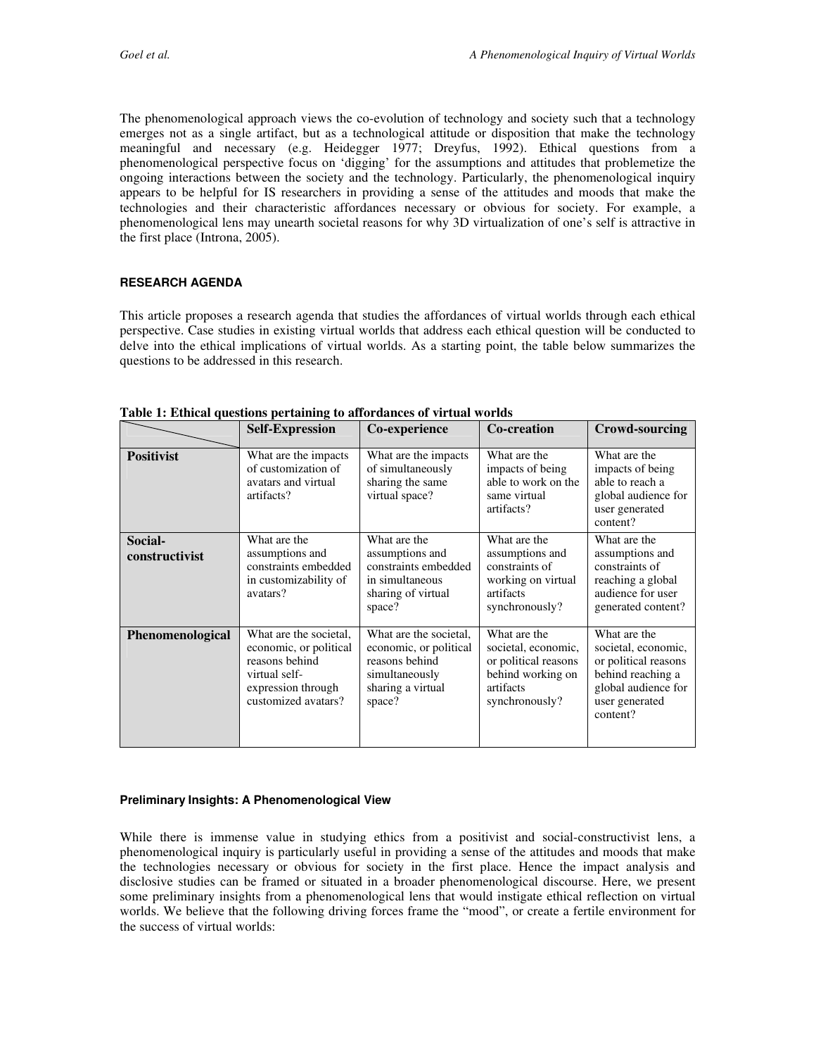The phenomenological approach views the co-evolution of technology and society such that a technology emerges not as a single artifact, but as a technological attitude or disposition that make the technology meaningful and necessary (e.g. Heidegger 1977; Dreyfus, 1992). Ethical questions from a phenomenological perspective focus on 'digging' for the assumptions and attitudes that problemetize the ongoing interactions between the society and the technology. Particularly, the phenomenological inquiry appears to be helpful for IS researchers in providing a sense of the attitudes and moods that make the technologies and their characteristic affordances necessary or obvious for society. For example, a phenomenological lens may unearth societal reasons for why 3D virtualization of one's self is attractive in the first place (Introna, 2005).

#### RESEARCH AGENDA

This article proposes a research agenda that studies the affordances of virtual worlds through each ethical perspective. Case studies in existing virtual worlds that address each ethical question will be conducted to delve into the ethical implications of virtual worlds. As a starting point, the table below summarizes the questions to be addressed in this research.

**Table 1: Ethical questions pertaining to affordances of virtual worlds**

| | **Self-Expression** | **Co-experience** | **Co-creation** | **Crowd-sourcing** |
|---|---|---|---|---|
| **Positivist** | What are the impacts of customization of avatars and virtual artifacts? | What are the impacts of simultaneously sharing the same virtual space? | What are the impacts of being able to work on the same virtual artifacts? | What are the impacts of being able to reach a global audience for user generated content? |
| **Social-constructivist** | What are the assumptions and constraints embedded in customizability of avatars? | What are the assumptions and constraints embedded in simultaneous sharing of virtual space? | What are the assumptions and constraints of working on virtual artifacts synchronously? | What are the assumptions and constraints of reaching a global audience for user generated content? |
| **Phenomenological** | What are the societal, economic, or political reasons behind virtual self-expression through customized avatars? | What are the societal, economic, or political reasons behind simultaneously sharing a virtual space? | What are the societal, economic, or political reasons behind working on artifacts synchronously? | What are the societal, economic, or political reasons behind reaching a global audience for user generated content? |

##### Preliminary Insights: A Phenomenological View

While there is immense value in studying ethics from a positivist and social-constructivist lens, a phenomenological inquiry is particularly useful in providing a sense of the attitudes and moods that make the technologies necessary or obvious for society in the first place. Hence the impact analysis and disclosive studies can be framed or situated in a broader phenomenological discourse. Here, we present some preliminary insights from a phenomenological lens that would instigate ethical reflection on virtual worlds. We believe that the following driving forces frame the "mood", or create a fertile environment for the success of virtual worlds: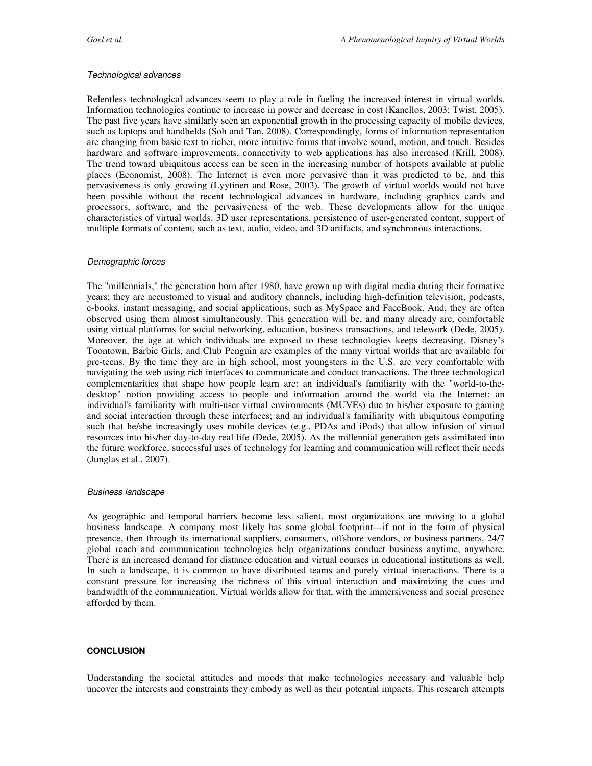*Technological advances*

Relentless technological advances seem to play a role in fueling the increased interest in virtual worlds. Information technologies continue to increase in power and decrease in cost (Kanellos, 2003; Twist, 2005). The past five years have similarly seen an exponential growth in the processing capacity of mobile devices, such as laptops and handhelds (Soh and Tan, 2008). Correspondingly, forms of information representation are changing from basic text to richer, more intuitive forms that involve sound, motion, and touch. Besides hardware and software improvements, connectivity to web applications has also increased (Krill, 2008). The trend toward ubiquitous access can be seen in the increasing number of hotspots available at public places (Economist, 2008). The Internet is even more pervasive than it was predicted to be, and this pervasiveness is only growing (Lyytinen and Rose, 2003). The growth of virtual worlds would not have been possible without the recent technological advances in hardware, including graphics cards and processors, software, and the pervasiveness of the web. These developments allow for the unique characteristics of virtual worlds: 3D user representations, persistence of user-generated content, support of multiple formats of content, such as text, audio, video, and 3D artifacts, and synchronous interactions.

*Demographic forces*

The "millennials," the generation born after 1980, have grown up with digital media during their formative years; they are accustomed to visual and auditory channels, including high-definition television, podcasts, e-books, instant messaging, and social applications, such as MySpace and FaceBook. And, they are often observed using them almost simultaneously. This generation will be, and many already are, comfortable using virtual platforms for social networking, education, business transactions, and telework (Dede, 2005). Moreover, the age at which individuals are exposed to these technologies keeps decreasing. Disney's Toontown, Barbie Girls, and Club Penguin are examples of the many virtual worlds that are available for pre-teens. By the time they are in high school, most youngsters in the U.S. are very comfortable with navigating the web using rich interfaces to communicate and conduct transactions. The three technological complementarities that shape how people learn are: an individual's familiarity with the "world-to-the-desktop" notion providing access to people and information around the world via the Internet; an individual's familiarity with multi-user virtual environments (MUVEs) due to his/her exposure to gaming and social interaction through these interfaces; and an individual's familiarity with ubiquitous computing such that he/she increasingly uses mobile devices (e.g., PDAs and iPods) that allow infusion of virtual resources into his/her day-to-day real life (Dede, 2005). As the millennial generation gets assimilated into the future workforce, successful uses of technology for learning and communication will reflect their needs (Junglas et al., 2007).

*Business landscape*

As geographic and temporal barriers become less salient, most organizations are moving to a global business landscape. A company most likely has some global footprint—if not in the form of physical presence, then through its international suppliers, consumers, offshore vendors, or business partners. 24/7 global reach and communication technologies help organizations conduct business anytime, anywhere. There is an increased demand for distance education and virtual courses in educational institutions as well. In such a landscape, it is common to have distributed teams and purely virtual interactions. There is a constant pressure for increasing the richness of this virtual interaction and maximizing the cues and bandwidth of the communication. Virtual worlds allow for that, with the immersiveness and social presence afforded by them.

## CONCLUSION

Understanding the societal attitudes and moods that make technologies necessary and valuable help uncover the interests and constraints they embody as well as their potential impacts. This research attempts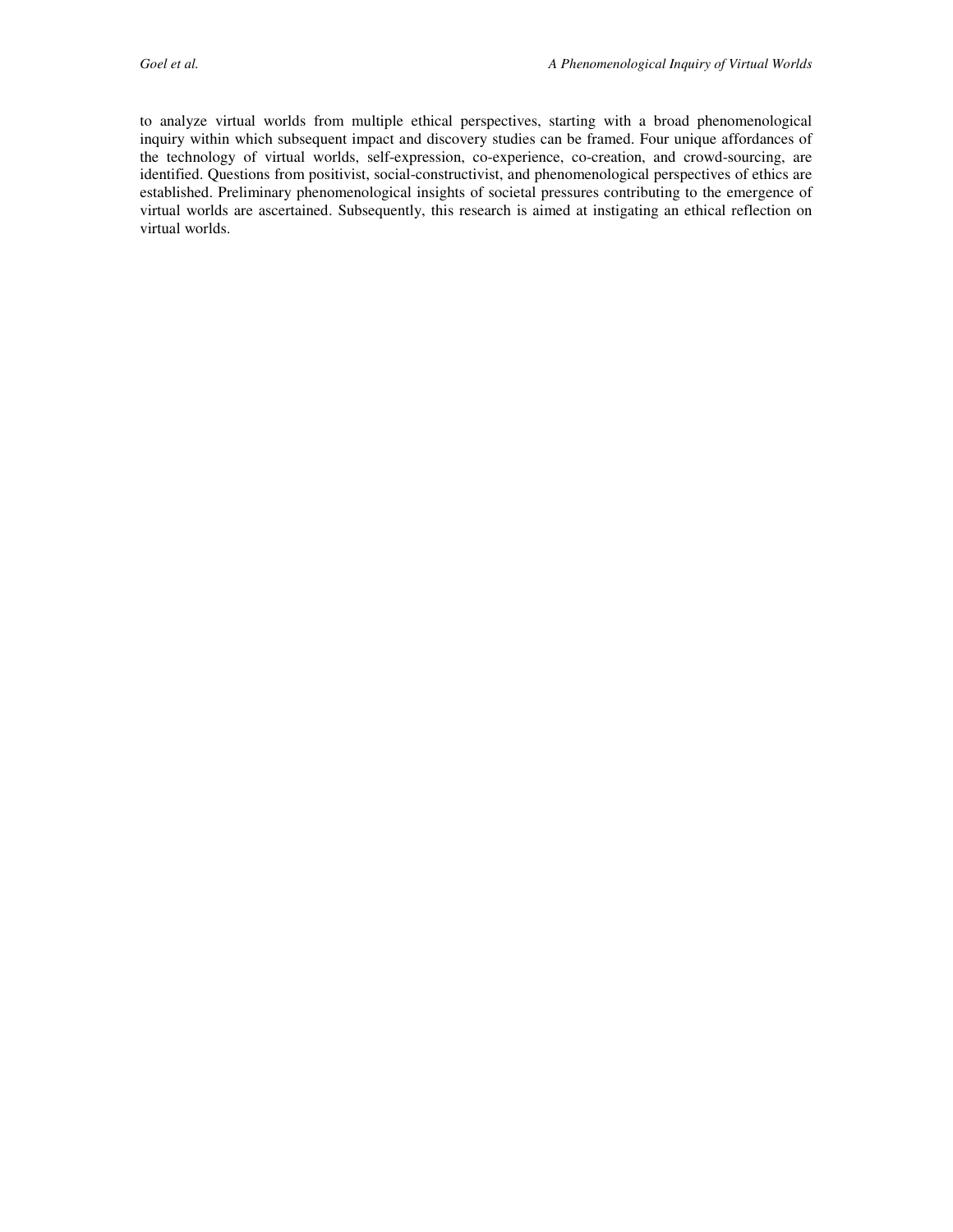to analyze virtual worlds from multiple ethical perspectives, starting with a broad phenomenological inquiry within which subsequent impact and discovery studies can be framed. Four unique affordances of the technology of virtual worlds, self-expression, co-experience, co-creation, and crowd-sourcing, are identified. Questions from positivist, social-constructivist, and phenomenological perspectives of ethics are established. Preliminary phenomenological insights of societal pressures contributing to the emergence of virtual worlds are ascertained. Subsequently, this research is aimed at instigating an ethical reflection on virtual worlds.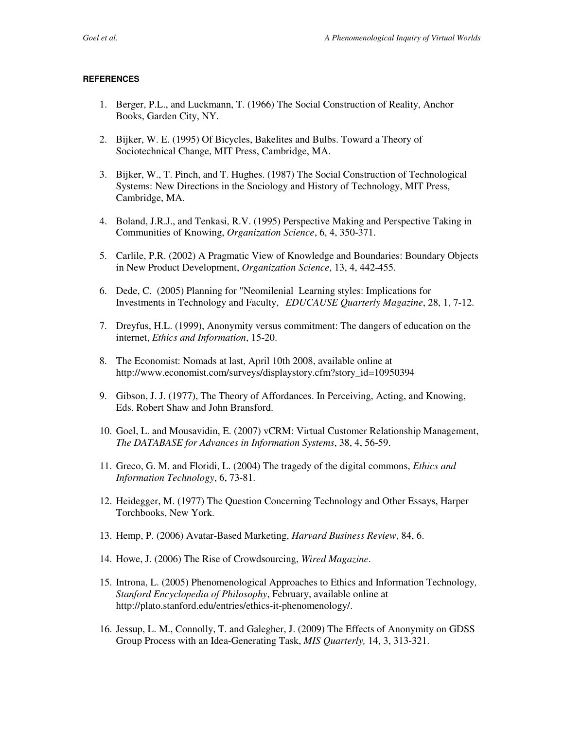#### REFERENCES

1. Berger, P.L., and Luckmann, T. (1966) The Social Construction of Reality, Anchor Books, Garden City, NY.

2. Bijker, W. E. (1995) Of Bicycles, Bakelites and Bulbs. Toward a Theory of Sociotechnical Change, MIT Press, Cambridge, MA.

3. Bijker, W., T. Pinch, and T. Hughes. (1987) The Social Construction of Technological Systems: New Directions in the Sociology and History of Technology, MIT Press, Cambridge, MA.

4. Boland, J.R.J., and Tenkasi, R.V. (1995) Perspective Making and Perspective Taking in Communities of Knowing, *Organization Science*, 6, 4, 350-371.

5. Carlile, P.R. (2002) A Pragmatic View of Knowledge and Boundaries: Boundary Objects in New Product Development, *Organization Science*, 13, 4, 442-455.

6. Dede, C. (2005) Planning for "Neomilenial Learning styles: Implications for Investments in Technology and Faculty, *EDUCAUSE Quarterly Magazine*, 28, 1, 7-12.

7. Dreyfus, H.L. (1999), Anonymity versus commitment: The dangers of education on the internet, *Ethics and Information*, 15-20.

8. The Economist: Nomads at last, April 10th 2008, available online at http://www.economist.com/surveys/displaystory.cfm?story_id=10950394

9. Gibson, J. J. (1977), The Theory of Affordances. In Perceiving, Acting, and Knowing, Eds. Robert Shaw and John Bransford.

10. Goel, L. and Mousavidin, E. (2007) vCRM: Virtual Customer Relationship Management, *The DATABASE for Advances in Information Systems*, 38, 4, 56-59.

11. Greco, G. M. and Floridi, L. (2004) The tragedy of the digital commons, *Ethics and Information Technology*, 6, 73-81.

12. Heidegger, M. (1977) The Question Concerning Technology and Other Essays, Harper Torchbooks, New York.

13. Hemp, P. (2006) Avatar-Based Marketing, *Harvard Business Review*, 84, 6.

14. Howe, J. (2006) The Rise of Crowdsourcing, *Wired Magazine*.

15. Introna, L. (2005) Phenomenological Approaches to Ethics and Information Technology, *Stanford Encyclopedia of Philosophy*, February, available online at http://plato.stanford.edu/entries/ethics-it-phenomenology/.

16. Jessup, L. M., Connolly, T. and Galegher, J. (2009) The Effects of Anonymity on GDSS Group Process with an Idea-Generating Task, *MIS Quarterly,* 14, 3, 313-321.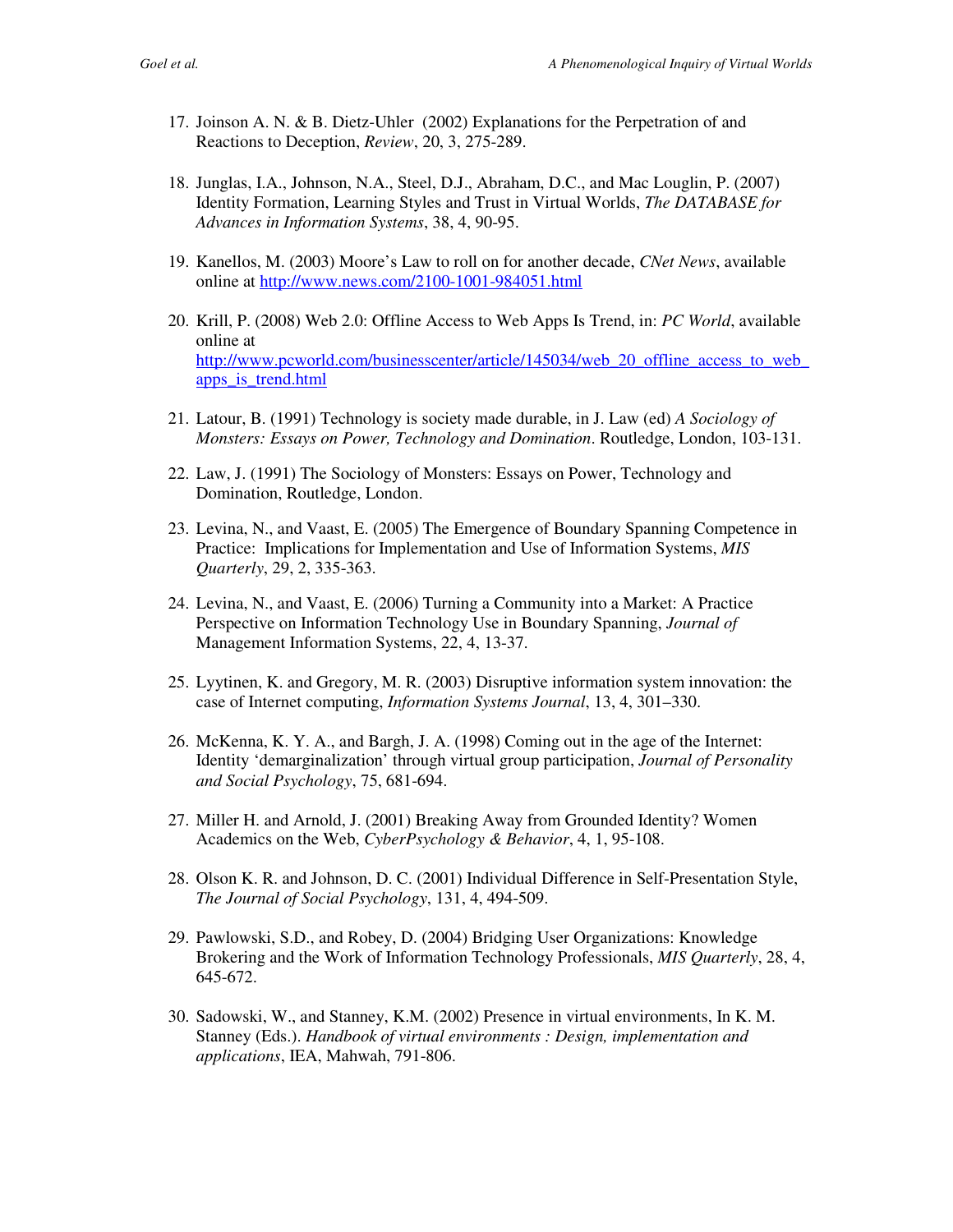17. Joinson A. N. & B. Dietz-Uhler (2002) Explanations for the Perpetration of and Reactions to Deception, *Review*, 20, 3, 275-289.

18. Junglas, I.A., Johnson, N.A., Steel, D.J., Abraham, D.C., and Mac Loughin, P. (2007) Identity Formation, Learning Styles and Trust in Virtual Worlds, *The DATABASE for Advances in Information Systems*, 38, 4, 90-95.

19. Kanellos, M. (2003) Moore's Law to roll on for another decade, *CNet News*, available online at http://www.news.com/2100-1001-984051.html

20. Krill, P. (2008) Web 2.0: Offline Access to Web Apps Is Trend, in: *PC World*, available online at http://www.pcworld.com/businesscenter/article/145034/web_20_offline_access_to_web_apps_is_trend.html

21. Latour, B. (1991) Technology is society made durable, in J. Law (ed) *A Sociology of Monsters: Essays on Power, Technology and Domination*. Routledge, London, 103-131.

22. Law, J. (1991) The Sociology of Monsters: Essays on Power, Technology and Domination, Routledge, London.

23. Levina, N., and Vaast, E. (2005) The Emergence of Boundary Spanning Competence in Practice: Implications for Implementation and Use of Information Systems, *MIS Quarterly*, 29, 2, 335-363.

24. Levina, N., and Vaast, E. (2006) Turning a Community into a Market: A Practice Perspective on Information Technology Use in Boundary Spanning, *Journal of* Management Information Systems, 22, 4, 13-37.

25. Lyytinen, K. and Gregory, M. R. (2003) Disruptive information system innovation: the case of Internet computing, *Information Systems Journal*, 13, 4, 301–330.

26. McKenna, K. Y. A., and Bargh, J. A. (1998) Coming out in the age of the Internet: Identity 'demarginalization' through virtual group participation, *Journal of Personality and Social Psychology*, 75, 681-694.

27. Miller H. and Arnold, J. (2001) Breaking Away from Grounded Identity? Women Academics on the Web, *CyberPsychology & Behavior*, 4, 1, 95-108.

28. Olson K. R. and Johnson, D. C. (2001) Individual Difference in Self-Presentation Style, *The Journal of Social Psychology*, 131, 4, 494-509.

29. Pawlowski, S.D., and Robey, D. (2004) Bridging User Organizations: Knowledge Brokering and the Work of Information Technology Professionals, *MIS Quarterly*, 28, 4, 645-672.

30. Sadowski, W., and Stanney, K.M. (2002) Presence in virtual environments, In K. M. Stanney (Eds.). *Handbook of virtual environments : Design, implementation and applications*, IEA, Mahwah, 791-806.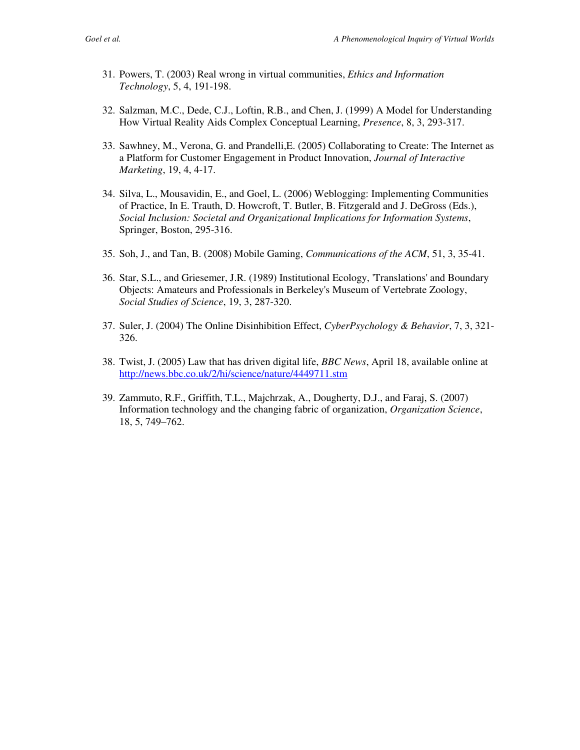31. Powers, T. (2003) Real wrong in virtual communities, *Ethics and Information Technology*, 5, 4, 191-198.

32. Salzman, M.C., Dede, C.J., Loftin, R.B., and Chen, J. (1999) A Model for Understanding How Virtual Reality Aids Complex Conceptual Learning, *Presence*, 8, 3, 293-317.

33. Sawhney, M., Verona, G. and Prandelli,E. (2005) Collaborating to Create: The Internet as a Platform for Customer Engagement in Product Innovation, *Journal of Interactive Marketing*, 19, 4, 4-17.

34. Silva, L., Mousavidin, E., and Goel, L. (2006) Weblogging: Implementing Communities of Practice, In E. Trauth, D. Howcroft, T. Butler, B. Fitzgerald and J. DeGross (Eds.), *Social Inclusion: Societal and Organizational Implications for Information Systems*, Springer, Boston, 295-316.

35. Soh, J., and Tan, B. (2008) Mobile Gaming, *Communications of the ACM*, 51, 3, 35-41.

36. Star, S.L., and Griesemer, J.R. (1989) Institutional Ecology, 'Translations' and Boundary Objects: Amateurs and Professionals in Berkeley's Museum of Vertebrate Zoology, *Social Studies of Science*, 19, 3, 287-320.

37. Suler, J. (2004) The Online Disinhibition Effect, *CyberPsychology & Behavior*, 7, 3, 321-326.

38. Twist, J. (2005) Law that has driven digital life, *BBC News*, April 18, available online at http://news.bbc.co.uk/2/hi/science/nature/4449711.stm

39. Zammuto, R.F., Griffith, T.L., Majchrzak, A., Dougherty, D.J., and Faraj, S. (2007) Information technology and the changing fabric of organization, *Organization Science*, 18, 5, 749–762.